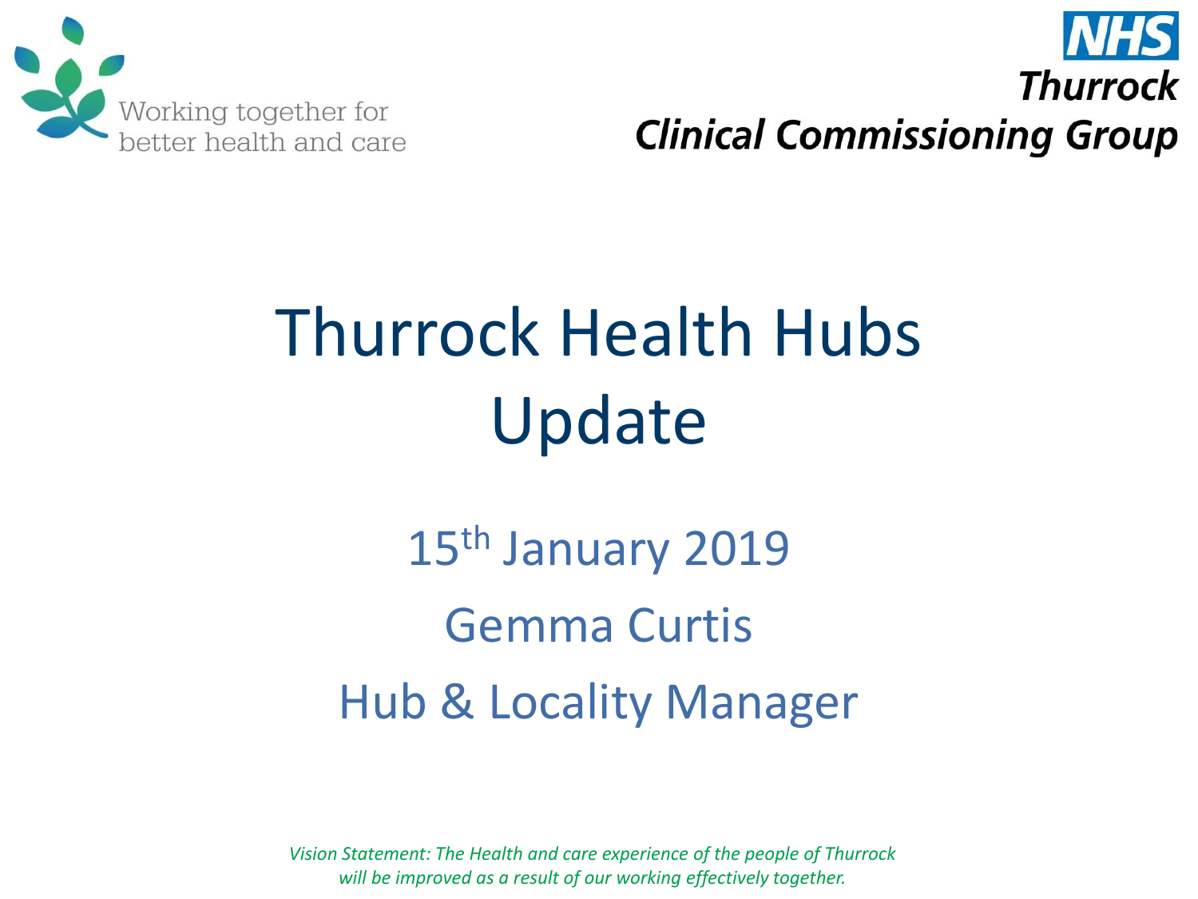Working together for better health and care

**NHS Thurrock Clinical Commissioning Group**

# Thurrock Health Hubs Update

15th January 2019

Gemma Curtis

Hub & Locality Manager

*Vision Statement: The Health and care experience of the people of Thurrock will be improved as a result of our working effectively together.*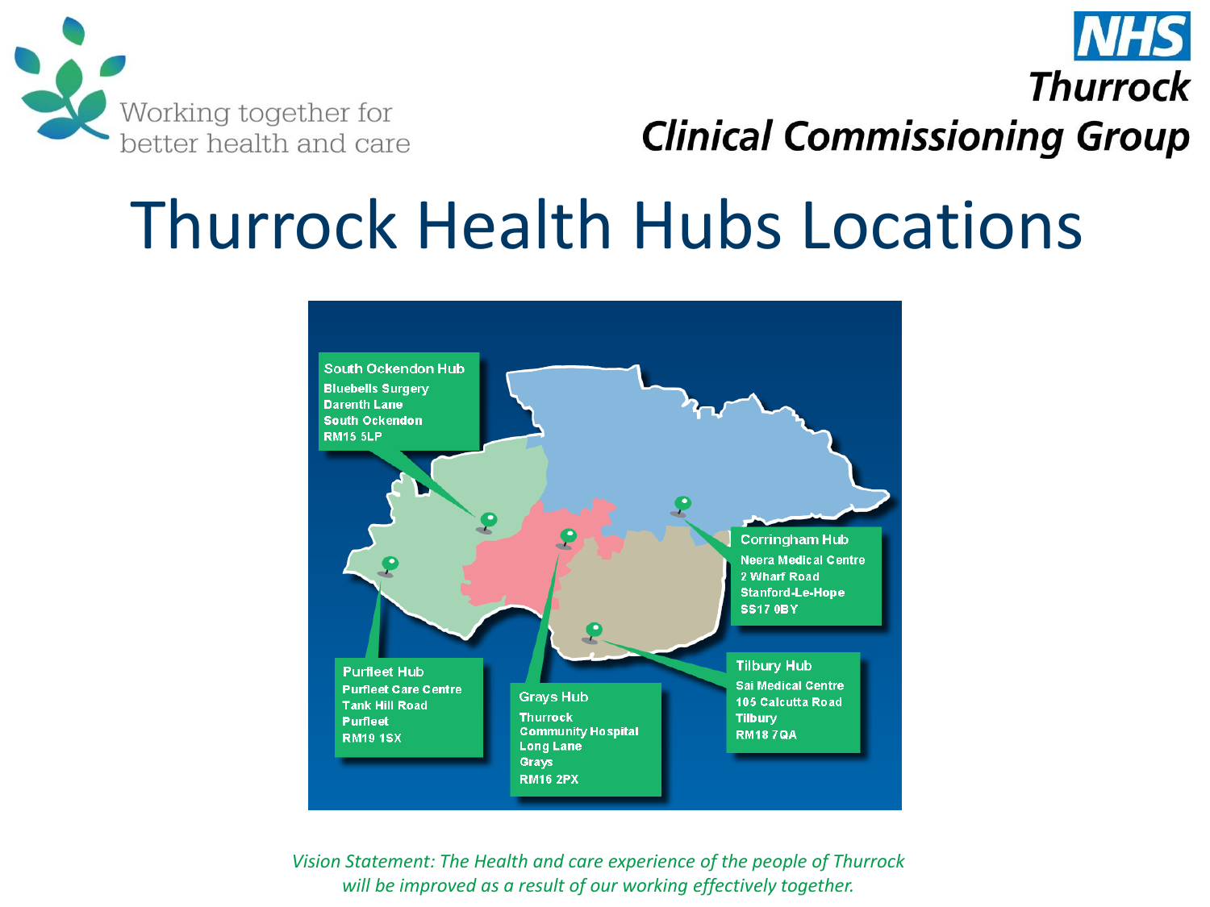Working together for better health and care

**NHS Thurrock Clinical Commissioning Group**

# Thurrock Health Hubs Locations

**South Ockendon Hub**
Bluebells Surgery
Darenth Lane
South Ockendon
RM15 5LP

**Corringham Hub**
Neera Medical Centre
2 Wharf Road
Stanford-Le-Hope
SS17 0BY

**Purfleet Hub**
Purfleet Care Centre
Tank Hill Road
Purfleet
RM19 1SX

**Grays Hub**
Thurrock Community Hospital
Long Lane
Grays
RM16 2PX

**Tilbury Hub**
Sai Medical Centre
105 Calcutta Road
Tilbury
RM18 7QA

*Vision Statement: The Health and care experience of the people of Thurrock will be improved as a result of our working effectively together.*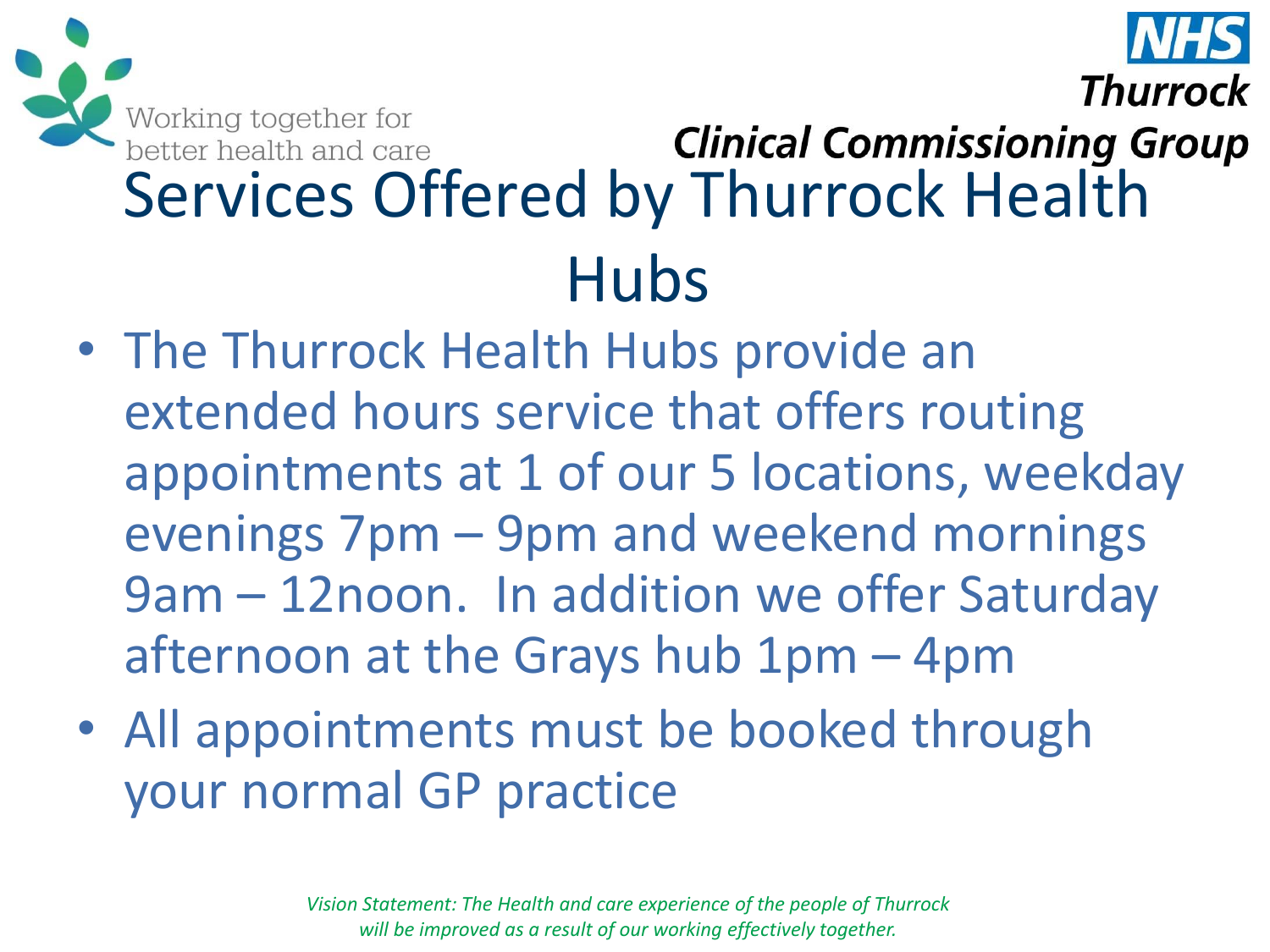# Services Offered by Thurrock Health Hubs

- The Thurrock Health Hubs provide an extended hours service that offers routing appointments at 1 of our 5 locations, weekday evenings 7pm – 9pm and weekend mornings 9am – 12noon. In addition we offer Saturday afternoon at the Grays hub 1pm – 4pm
- All appointments must be booked through your normal GP practice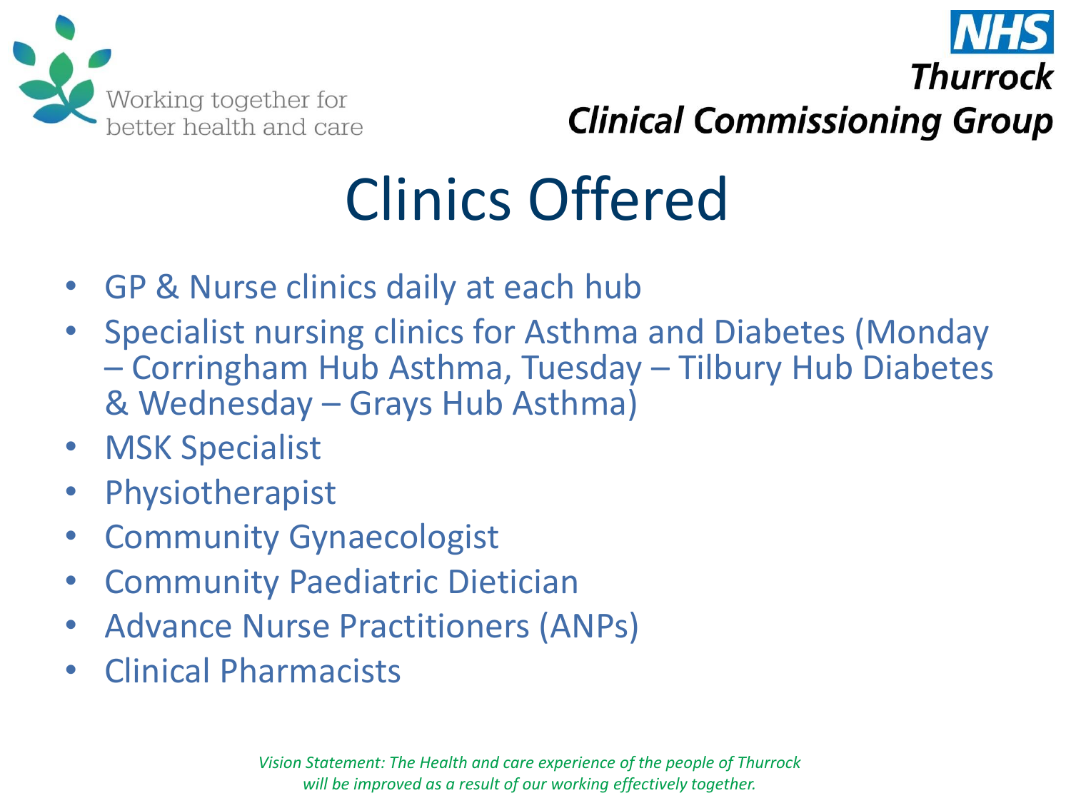# Clinics Offered

- GP & Nurse clinics daily at each hub
- Specialist nursing clinics for Asthma and Diabetes (Monday – Corringham Hub Asthma, Tuesday – Tilbury Hub Diabetes & Wednesday – Grays Hub Asthma)
- MSK Specialist
- Physiotherapist
- Community Gynaecologist
- Community Paediatric Dietician
- Advance Nurse Practitioners (ANPs)
- Clinical Pharmacists

*Vision Statement: The Health and care experience of the people of Thurrock will be improved as a result of our working effectively together.*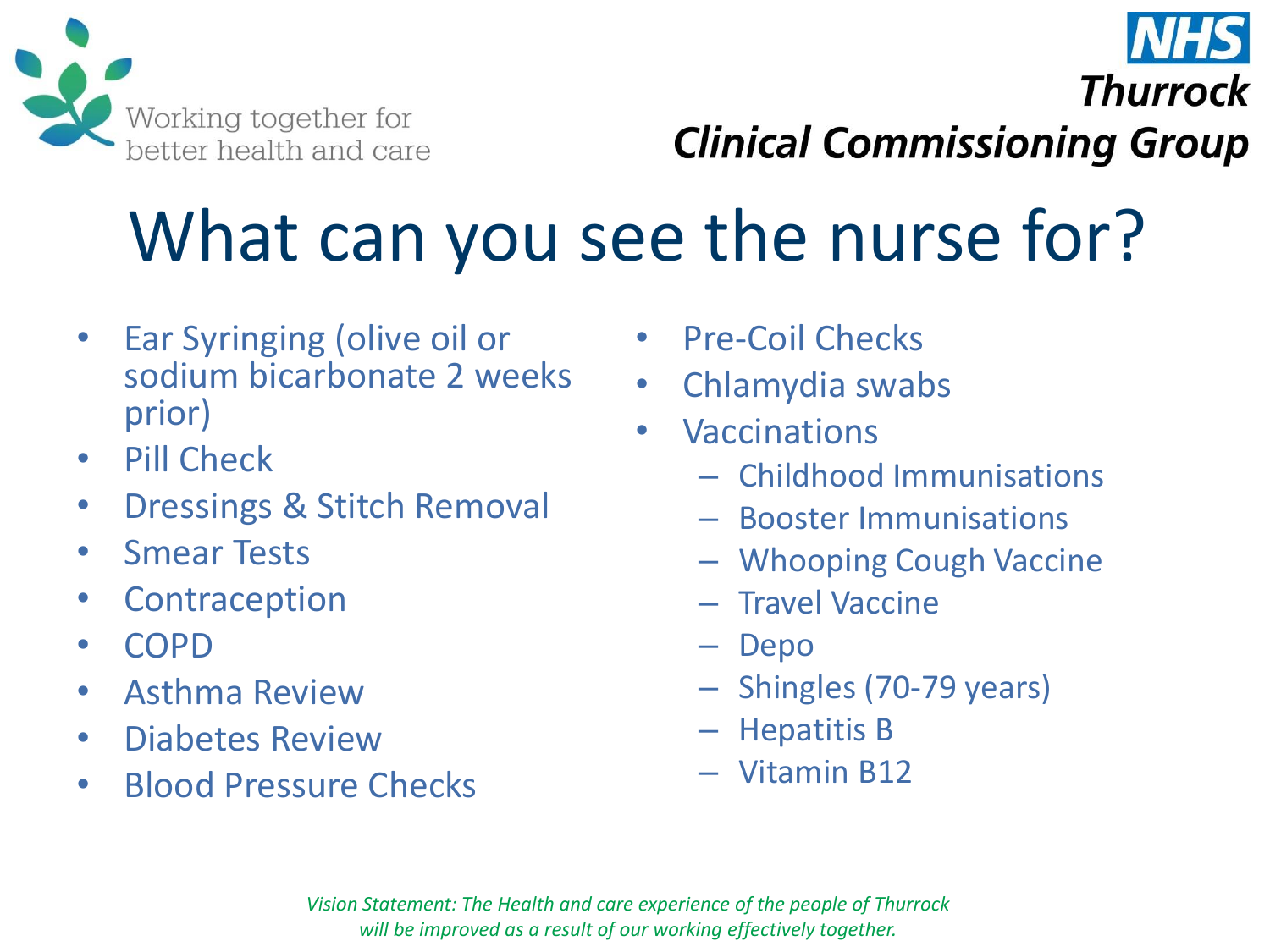Working together for better health and care

**NHS Thurrock Clinical Commissioning Group**

# What can you see the nurse for?

- Ear Syringing (olive oil or sodium bicarbonate 2 weeks prior)
- Pill Check
- Dressings & Stitch Removal
- Smear Tests
- Contraception
- COPD
- Asthma Review
- Diabetes Review
- Blood Pressure Checks
- Pre-Coil Checks
- Chlamydia swabs
- Vaccinations
  - Childhood Immunisations
  - Booster Immunisations
  - Whooping Cough Vaccine
  - Travel Vaccine
  - Depo
  - Shingles (70-79 years)
  - Hepatitis B
  - Vitamin B12

*Vision Statement: The Health and care experience of the people of Thurrock will be improved as a result of our working effectively together.*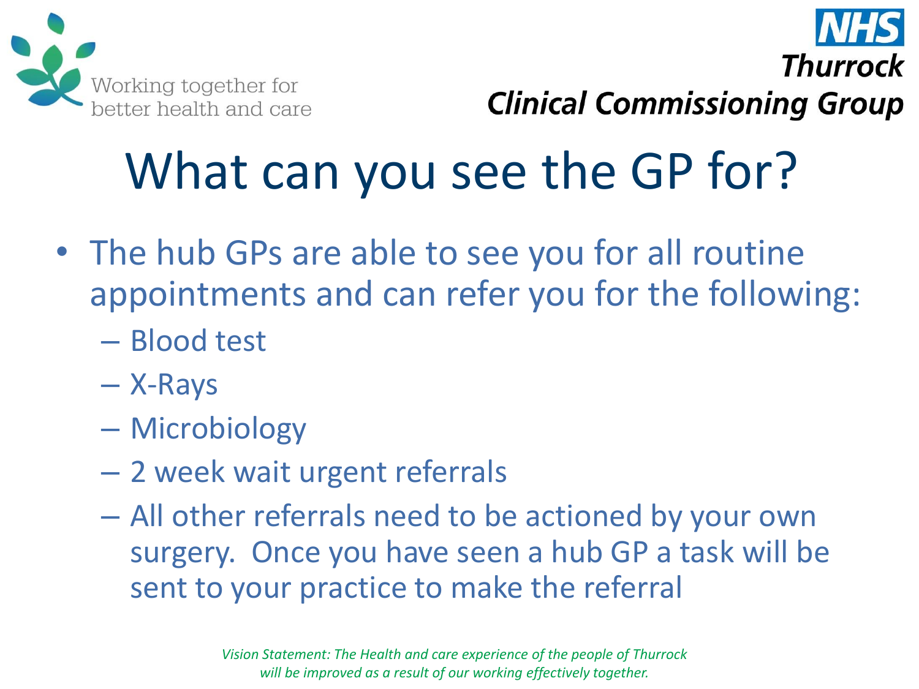# What can you see the GP for?

- The hub GPs are able to see you for all routine appointments and can refer you for the following:
  - Blood test
  - X-Rays
  - Microbiology
  - 2 week wait urgent referrals
  - All other referrals need to be actioned by your own surgery. Once you have seen a hub GP a task will be sent to your practice to make the referral

*Vision Statement: The Health and care experience of the people of Thurrock will be improved as a result of our working effectively together.*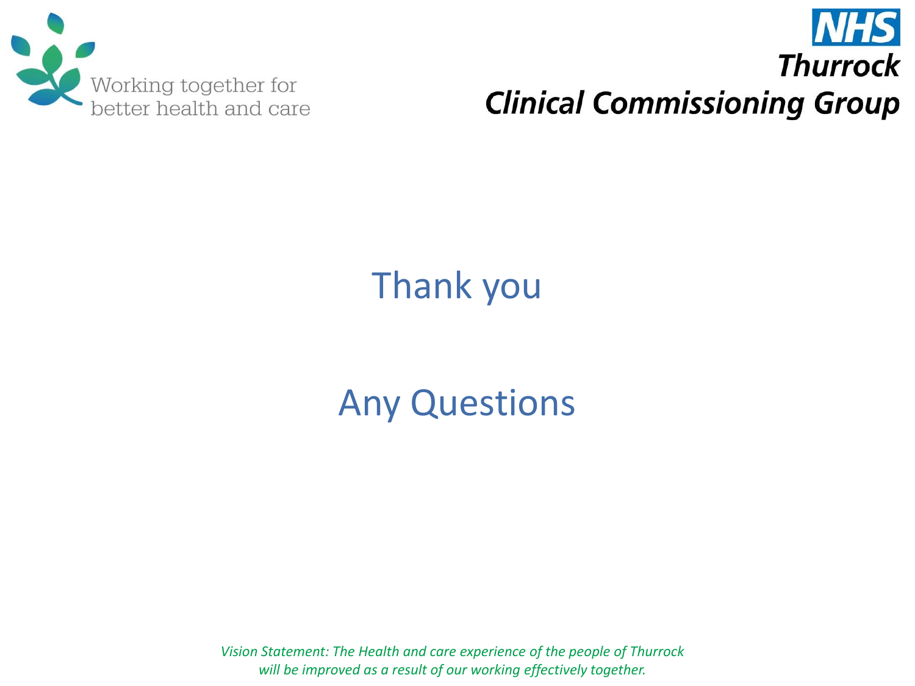Working together for better health and care

NHS Thurrock Clinical Commissioning Group

# Thank you

# Any Questions

*Vision Statement: The Health and care experience of the people of Thurrock will be improved as a result of our working effectively together.*